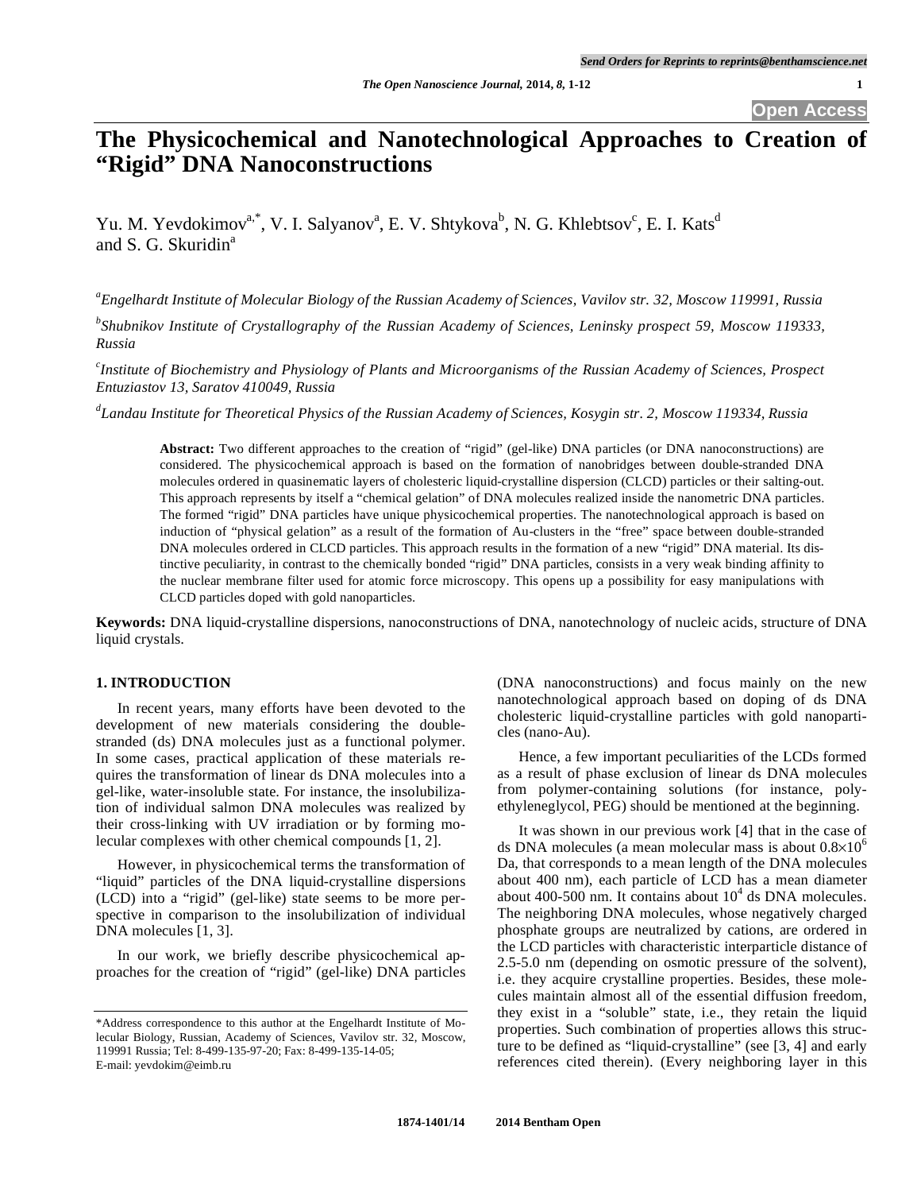# The Physicochemical and Nanotechnological Approaches to Creation of "Rigid" DNA Nanoconstructions

Yu. M. Yevdokimov[a,*], V. I. Salyanov[a], E. V. Shtykova[b], N. G. Khlebtsov[c], E. I. Kats[d] and S. G. Skuridin[a]

[a]*Engelhardt Institute of Molecular Biology of the Russian Academy of Sciences, Vavilov str. 32, Moscow 119991, Russia*

[b]*Shubnikov Institute of Crystallography of the Russian Academy of Sciences, Leninsky prospect 59, Moscow 119333, Russia*

[c]*Institute of Biochemistry and Physiology of Plants and Microorganisms of the Russian Academy of Sciences, Prospect Entuziastov 13, Saratov 410049, Russia*

[d]*Landau Institute for Theoretical Physics of the Russian Academy of Sciences, Kosygin str. 2, Moscow 119334, Russia*

**Abstract:** Two different approaches to the creation of "rigid" (gel-like) DNA particles (or DNA nanoconstructions) are considered. The physicochemical approach is based on the formation of nanobridges between double-stranded DNA molecules ordered in quasinematic layers of cholesteric liquid-crystalline dispersion (CLCD) particles or their salting-out. This approach represents by itself a "chemical gelation" of DNA molecules realized inside the nanometric DNA particles. The formed "rigid" DNA particles have unique physicochemical properties. The nanotechnological approach is based on induction of "physical gelation" as a result of the formation of Au-clusters in the "free" space between double-stranded DNA molecules ordered in CLCD particles. This approach results in the formation of a new "rigid" DNA material. Its distinctive peculiarity, in contrast to the chemically bonded "rigid" DNA particles, consists in a very weak binding affinity to the nuclear membrane filter used for atomic force microscopy. This opens up a possibility for easy manipulations with CLCD particles doped with gold nanoparticles.

**Keywords:** DNA liquid-crystalline dispersions, nanoconstructions of DNA, nanotechnology of nucleic acids, structure of DNA liquid crystals.

## 1. INTRODUCTION

In recent years, many efforts have been devoted to the development of new materials considering the double-stranded (ds) DNA molecules just as a functional polymer. In some cases, practical application of these materials requires the transformation of linear ds DNA molecules into a gel-like, water-insoluble state. For instance, the insolubilization of individual salmon DNA molecules was realized by their cross-linking with UV irradiation or by forming molecular complexes with other chemical compounds [1, 2].

However, in physicochemical terms the transformation of "liquid" particles of the DNA liquid-crystalline dispersions (LCD) into a "rigid" (gel-like) state seems to be more perspective in comparison to the insolubilization of individual DNA molecules [1, 3].

In our work, we briefly describe physicochemical approaches for the creation of "rigid" (gel-like) DNA particles (DNA nanoconstructions) and focus mainly on the new nanotechnological approach based on doping of ds DNA cholesteric liquid-crystalline particles with gold nanoparticles (nano-Au).

Hence, a few important peculiarities of the LCDs formed as a result of phase exclusion of linear ds DNA molecules from polymer-containing solutions (for instance, polyethyleneglycol, PEG) should be mentioned at the beginning.

It was shown in our previous work [4] that in the case of ds DNA molecules (a mean molecular mass is about $0.8 \times 10^6$ Da, that corresponds to a mean length of the DNA molecules about 400 nm), each particle of LCD has a mean diameter about 400-500 nm. It contains about $10^4$ ds DNA molecules. The neighboring DNA molecules, whose negatively charged phosphate groups are neutralized by cations, are ordered in the LCD particles with characteristic interparticle distance of 2.5-5.0 nm (depending on osmotic pressure of the solvent), i.e. they acquire crystalline properties. Besides, these molecules maintain almost all of the essential diffusion freedom, they exist in a "soluble" state, i.e., they retain the liquid properties. Such combination of properties allows this structure to be defined as "liquid-crystalline" (see [3, 4] and early references cited therein). (Every neighboring layer in this

*Address correspondence to this author at the Engelhardt Institute of Molecular Biology, Russian, Academy of Sciences, Vavilov str. 32, Moscow, 119991 Russia; Tel: 8-499-135-97-20; Fax: 8-499-135-14-05; E-mail: yevdokim@eimb.ru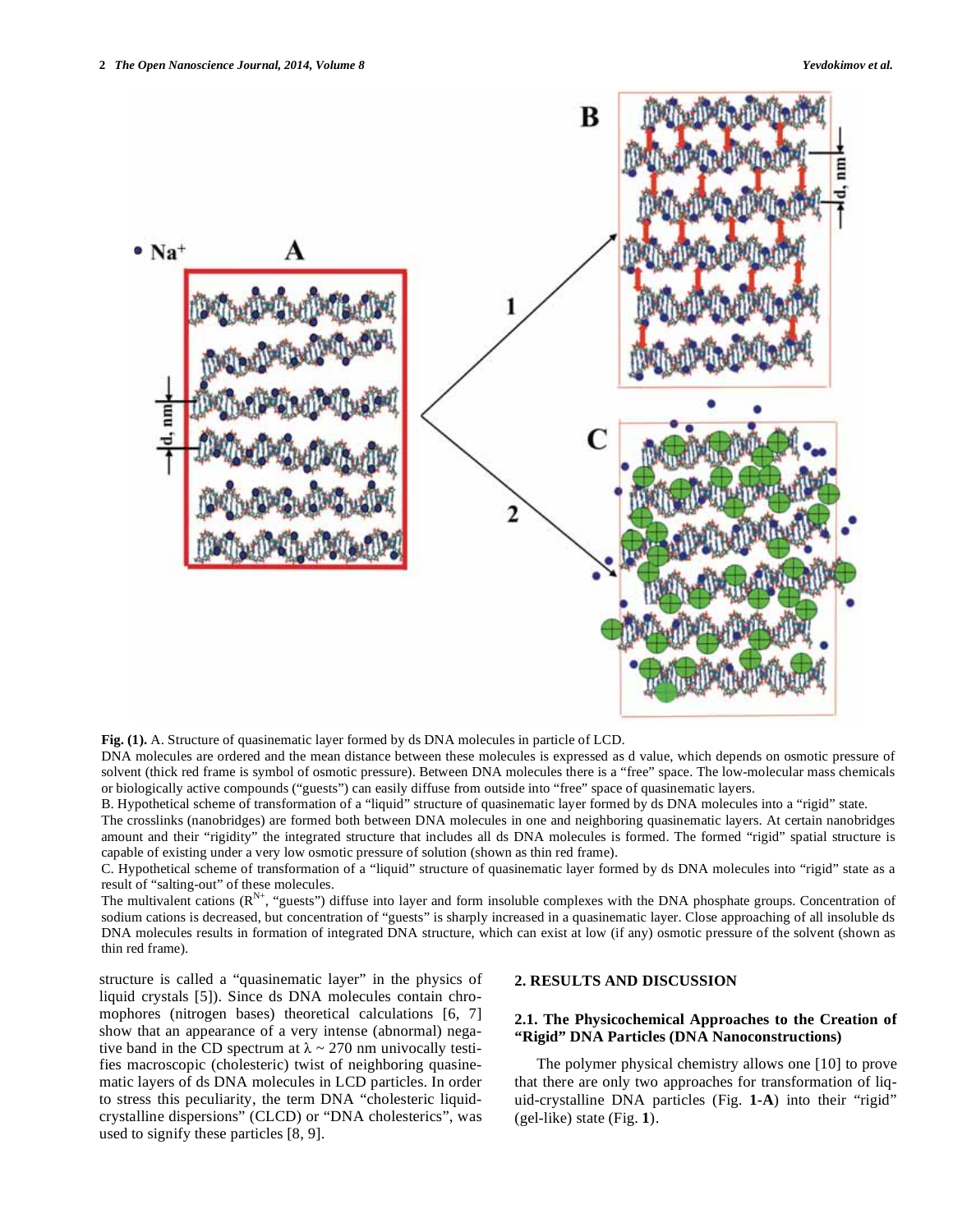**Fig. (1).** A. Structure of quasinematic layer formed by ds DNA molecules in particle of LCD.

DNA molecules are ordered and the mean distance between these molecules is expressed as d value, which depends on osmotic pressure of solvent (thick red frame is symbol of osmotic pressure). Between DNA molecules there is a "free" space. The low-molecular mass chemicals or biologically active compounds ("guests") can easily diffuse from outside into "free" space of quasinematic layers.

B. Hypothetical scheme of transformation of a "liquid" structure of quasinematic layer formed by ds DNA molecules into a "rigid" state.

The crosslinks (nanobridges) are formed both between DNA molecules in one and neighboring quasinematic layers. At certain nanobridges amount and their "rigidity" the integrated structure that includes all ds DNA molecules is formed. The formed "rigid" spatial structure is capable of existing under a very low osmotic pressure of solution (shown as thin red frame).

C. Hypothetical scheme of transformation of a "liquid" structure of quasinematic layer formed by ds DNA molecules into "rigid" state as a result of "salting-out" of these molecules.

The multivalent cations ($R^{N+}$, "guests") diffuse into layer and form insoluble complexes with the DNA phosphate groups. Concentration of sodium cations is decreased, but concentration of "guests" is sharply increased in a quasinematic layer. Close approaching of all insoluble ds DNA molecules results in formation of integrated DNA structure, which can exist at low (if any) osmotic pressure of the solvent (shown as thin red frame).

structure is called a "quasinematic layer" in the physics of liquid crystals [5]). Since ds DNA molecules contain chromophores (nitrogen bases) theoretical calculations [6, 7] show that an appearance of a very intense (abnormal) negative band in the CD spectrum at $\lambda \sim 270$ nm univocally testifies macroscopic (cholesteric) twist of neighboring quasinematic layers of ds DNA molecules in LCD particles. In order to stress this peculiarity, the term DNA "cholesteric liquid-crystalline dispersions" (CLCD) or "DNA cholesterics", was used to signify these particles [8, 9].

## 2. RESULTS AND DISCUSSION

### 2.1. The Physicochemical Approaches to the Creation of "Rigid" DNA Particles (DNA Nanoconstructions)

The polymer physical chemistry allows one [10] to prove that there are only two approaches for transformation of liquid-crystalline DNA particles (Fig. **1-A**) into their "rigid" (gel-like) state (Fig. **1**).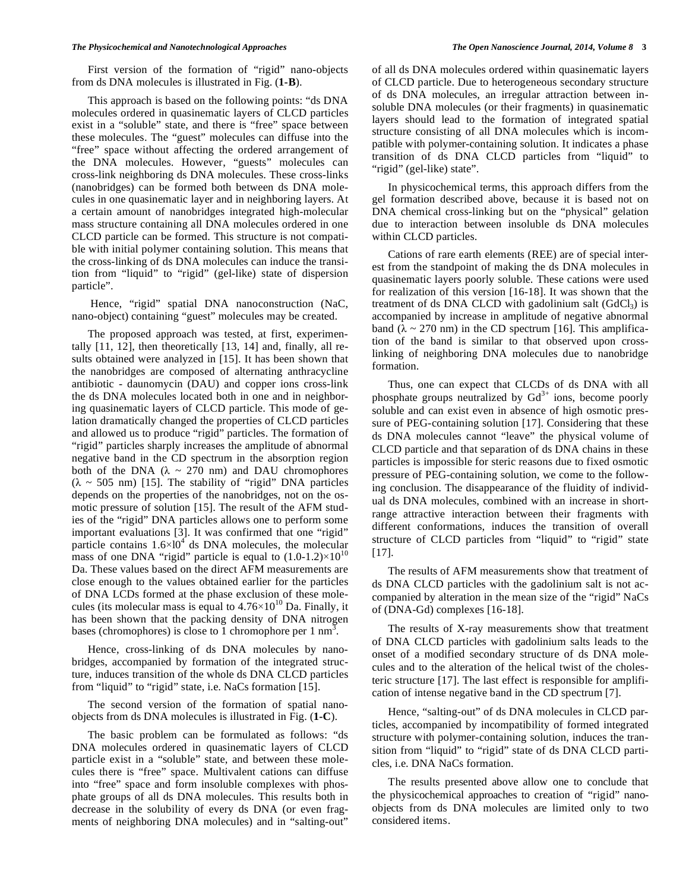First version of the formation of "rigid" nano-objects from ds DNA molecules is illustrated in Fig. (**1-B**).

This approach is based on the following points: "ds DNA molecules ordered in quasinematic layers of CLCD particles exist in a "soluble" state, and there is "free" space between these molecules. The "guest" molecules can diffuse into the "free" space without affecting the ordered arrangement of the DNA molecules. However, "guests" molecules can cross-link neighboring ds DNA molecules. These cross-links (nanobridges) can be formed both between ds DNA molecules in one quasinematic layer and in neighboring layers. At a certain amount of nanobridges integrated high-molecular mass structure containing all DNA molecules ordered in one CLCD particle can be formed. This structure is not compatible with initial polymer containing solution. This means that the cross-linking of ds DNA molecules can induce the transition from "liquid" to "rigid" (gel-like) state of dispersion particle".

Hence, "rigid" spatial DNA nanoconstruction (NaC, nano-object) containing "guest" molecules may be created.

The proposed approach was tested, at first, experimentally [11, 12], then theoretically [13, 14] and, finally, all results obtained were analyzed in [15]. It has been shown that the nanobridges are composed of alternating anthracycline antibiotic - daunomycin (DAU) and copper ions cross-link the ds DNA molecules located both in one and in neighboring quasinematic layers of CLCD particle. This mode of gelation dramatically changed the properties of CLCD particles and allowed us to produce "rigid" particles. The formation of "rigid" particles sharply increases the amplitude of abnormal negative band in the CD spectrum in the absorption region both of the DNA ($\lambda \sim 270$ nm) and DAU chromophores ($\lambda \sim 505$ nm) [15]. The stability of "rigid" DNA particles depends on the properties of the nanobridges, not on the osmotic pressure of solution [15]. The result of the AFM studies of the "rigid" DNA particles allows one to perform some important evaluations [3]. It was confirmed that one "rigid" particle contains $1.6\times10^4$ ds DNA molecules, the molecular mass of one DNA "rigid" particle is equal to $(1.0\text{-}1.2)\times10^{10}$ Da. These values based on the direct AFM measurements are close enough to the values obtained earlier for the particles of DNA LCDs formed at the phase exclusion of these molecules (its molecular mass is equal to $4.76\times10^{10}$ Da. Finally, it has been shown that the packing density of DNA nitrogen bases (chromophores) is close to 1 chromophore per 1 $nm^3$.

Hence, cross-linking of ds DNA molecules by nanobridges, accompanied by formation of the integrated structure, induces transition of the whole ds DNA CLCD particles from "liquid" to "rigid" state, i.e. NaCs formation [15].

The second version of the formation of spatial nano-objects from ds DNA molecules is illustrated in Fig. (**1-C**).

The basic problem can be formulated as follows: "ds DNA molecules ordered in quasinematic layers of CLCD particle exist in a "soluble" state, and between these molecules there is "free" space. Multivalent cations can diffuse into "free" space and form insoluble complexes with phosphate groups of all ds DNA molecules. This results both in decrease in the solubility of every ds DNA (or even fragments of neighboring DNA molecules) and in "salting-out" of all ds DNA molecules ordered within quasinematic layers of CLCD particle. Due to heterogeneous secondary structure of ds DNA molecules, an irregular attraction between insoluble DNA molecules (or their fragments) in quasinematic layers should lead to the formation of integrated spatial structure consisting of all DNA molecules which is incompatible with polymer-containing solution. It indicates a phase transition of ds DNA CLCD particles from "liquid" to "rigid" (gel-like) state".

In physicochemical terms, this approach differs from the gel formation described above, because it is based not on DNA chemical cross-linking but on the "physical" gelation due to interaction between insoluble ds DNA molecules within CLCD particles.

Cations of rare earth elements (REE) are of special interest from the standpoint of making the ds DNA molecules in quasinematic layers poorly soluble. These cations were used for realization of this version [16-18]. It was shown that the treatment of ds DNA CLCD with gadolinium salt ($GdCl_3$) is accompanied by increase in amplitude of negative abnormal band ($\lambda \sim 270$ nm) in the CD spectrum [16]. This amplification of the band is similar to that observed upon cross-linking of neighboring DNA molecules due to nanobridge formation.

Thus, one can expect that CLCDs of ds DNA with all phosphate groups neutralized by $Gd^{3+}$ ions, become poorly soluble and can exist even in absence of high osmotic pressure of PEG-containing solution [17]. Considering that these ds DNA molecules cannot "leave" the physical volume of CLCD particle and that separation of ds DNA chains in these particles is impossible for steric reasons due to fixed osmotic pressure of PEG-containing solution, we come to the following conclusion. The disappearance of the fluidity of individual ds DNA molecules, combined with an increase in short-range attractive interaction between their fragments with different conformations, induces the transition of overall structure of CLCD particles from "liquid" to "rigid" state [17].

The results of AFM measurements show that treatment of ds DNA CLCD particles with the gadolinium salt is not accompanied by alteration in the mean size of the "rigid" NaCs of (DNA-Gd) complexes [16-18].

The results of X-ray measurements show that treatment of DNA CLCD particles with gadolinium salts leads to the onset of a modified secondary structure of ds DNA molecules and to the alteration of the helical twist of the cholesteric structure [17]. The last effect is responsible for amplification of intense negative band in the CD spectrum [7].

Hence, "salting-out" of ds DNA molecules in CLCD particles, accompanied by incompatibility of formed integrated structure with polymer-containing solution, induces the transition from "liquid" to "rigid" state of ds DNA CLCD particles, i.e. DNA NaCs formation.

The results presented above allow one to conclude that the physicochemical approaches to creation of "rigid" nano-objects from ds DNA molecules are limited only to two considered items.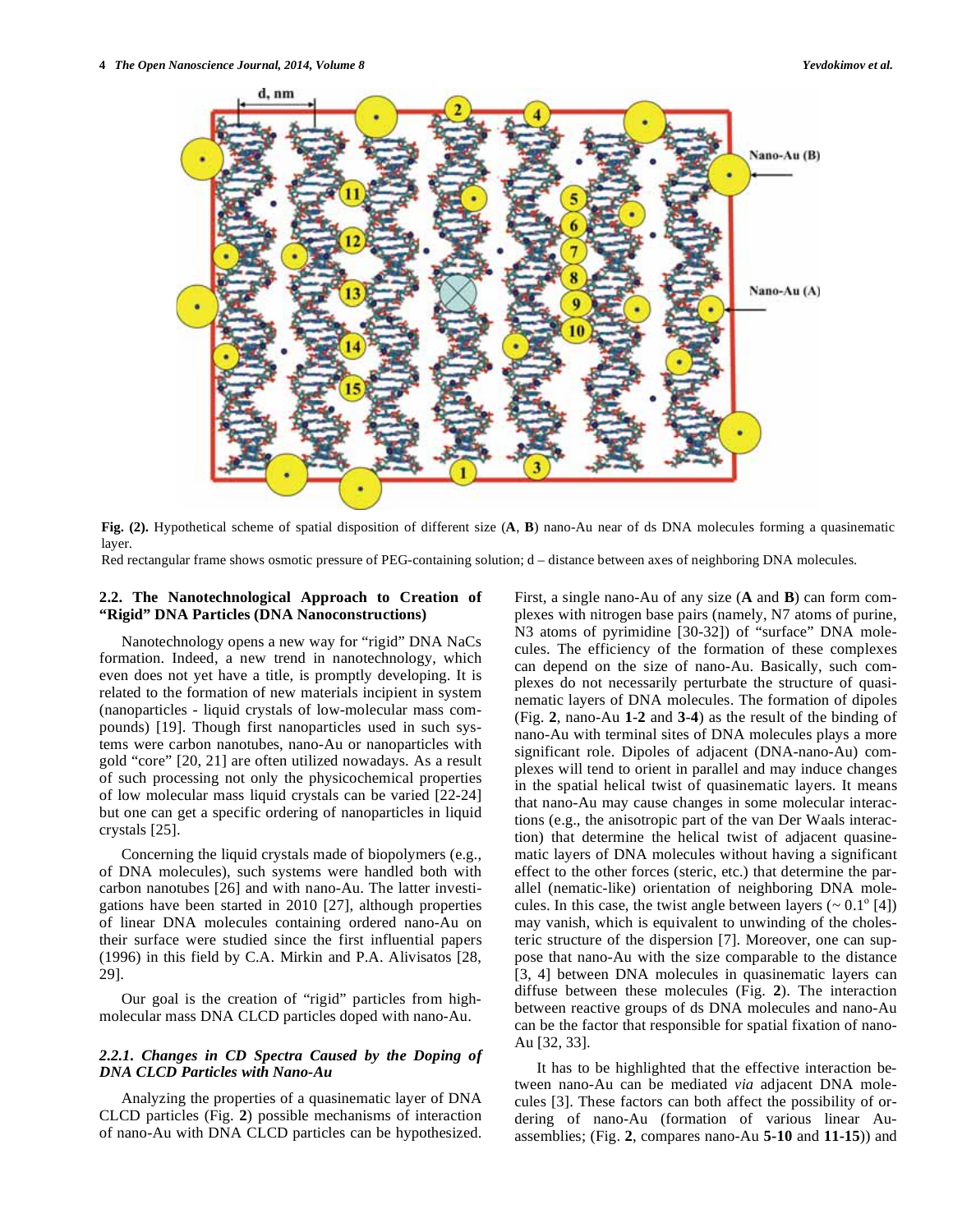Fig. (2). Hypothetical scheme of spatial disposition of different size (**A**, **B**) nano-Au near of ds DNA molecules forming a quasinematic layer.

Red rectangular frame shows osmotic pressure of PEG-containing solution; d – distance between axes of neighboring DNA molecules.

### 2.2. The Nanotechnological Approach to Creation of "Rigid" DNA Particles (DNA Nanoconstructions)

Nanotechnology opens a new way for "rigid" DNA NaCs formation. Indeed, a new trend in nanotechnology, which even does not yet have a title, is promptly developing. It is related to the formation of new materials incipient in system (nanoparticles - liquid crystals of low-molecular mass compounds) [19]. Though first nanoparticles used in such systems were carbon nanotubes, nano-Au or nanoparticles with gold "core" [20, 21] are often utilized nowadays. As a result of such processing not only the physicochemical properties of low molecular mass liquid crystals can be varied [22-24] but one can get a specific ordering of nanoparticles in liquid crystals [25].

Concerning the liquid crystals made of biopolymers (e.g., of DNA molecules), such systems were handled both with carbon nanotubes [26] and with nano-Au. The latter investigations have been started in 2010 [27], although properties of linear DNA molecules containing ordered nano-Au on their surface were studied since the first influential papers (1996) in this field by C.A. Mirkin and P.A. Alivisatos [28, 29].

Our goal is the creation of "rigid" particles from high-molecular mass DNA CLCD particles doped with nano-Au.

#### *2.2.1. Changes in CD Spectra Caused by the Doping of DNA CLCD Particles with Nano-Au*

Analyzing the properties of a quasinematic layer of DNA CLCD particles (Fig. **2**) possible mechanisms of interaction of nano-Au with DNA CLCD particles can be hypothesized. First, a single nano-Au of any size (**A** and **B**) can form complexes with nitrogen base pairs (namely, N7 atoms of purine, N3 atoms of pyrimidine [30-32]) of "surface" DNA molecules. The efficiency of the formation of these complexes can depend on the size of nano-Au. Basically, such complexes do not necessarily perturbate the structure of quasinematic layers of DNA molecules. The formation of dipoles (Fig. **2**, nano-Au **1**-**2** and **3**-**4**) as the result of the binding of nano-Au with terminal sites of DNA molecules plays a more significant role. Dipoles of adjacent (DNA-nano-Au) complexes will tend to orient in parallel and may induce changes in the spatial helical twist of quasinematic layers. It means that nano-Au may cause changes in some molecular interactions (e.g., the anisotropic part of the van Der Waals interaction) that determine the helical twist of adjacent quasinematic layers of DNA molecules without having a significant effect to the other forces (steric, etc.) that determine the parallel (nematic-like) orientation of neighboring DNA molecules. In this case, the twist angle between layers ($\sim 0.1^{o}$ [4]) may vanish, which is equivalent to unwinding of the cholesteric structure of the dispersion [7]. Moreover, one can suppose that nano-Au with the size comparable to the distance [3, 4] between DNA molecules in quasinematic layers can diffuse between these molecules (Fig. **2**). The interaction between reactive groups of ds DNA molecules and nano-Au can be the factor that responsible for spatial fixation of nano-Au [32, 33].

It has to be highlighted that the effective interaction between nano-Au can be mediated *via* adjacent DNA molecules [3]. These factors can both affect the possibility of ordering of nano-Au (formation of various linear Au-assemblies; (Fig. **2**, compares nano-Au **5**-**10** and **11**-**15**)) and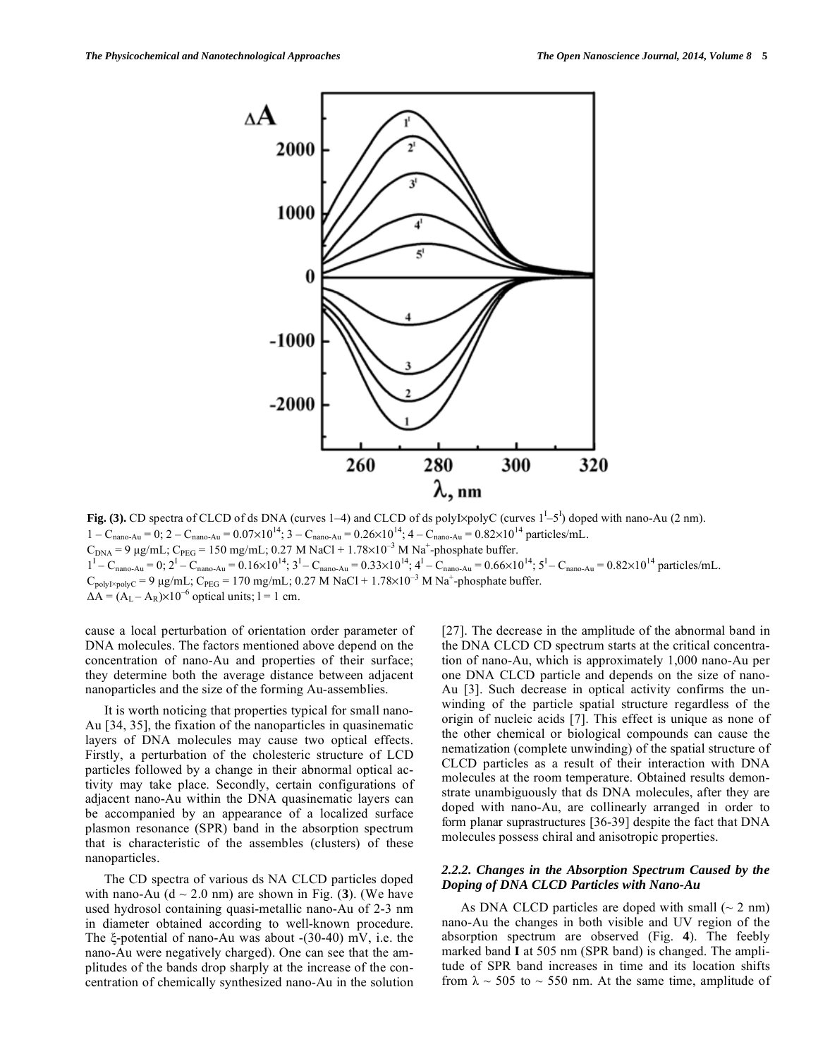Fig. (3). CD spectra of CLCD of ds DNA (curves 1–4) and CLCD of ds polyI×polyC (curves $1^I$–$5^I$) doped with nano-Au (2 nm).
1 – $C_{nano-Au} = 0$; 2 – $C_{nano-Au} = 0.07 \times 10^{14}$; 3 – $C_{nano-Au} = 0.26 \times 10^{14}$; 4 – $C_{nano-Au} = 0.82 \times 10^{14}$ particles/mL.
$C_{DNA} = 9$ μg/mL; $C_{PEG} = 150$ mg/mL; 0.27 M NaCl + $1.78 \times 10^{-3}$ M $Na^+$-phosphate buffer.
$1^I$ – $C_{nano-Au} = 0$; $2^I$ – $C_{nano-Au} = 0.16 \times 10^{14}$; $3^I$ – $C_{nano-Au} = 0.33 \times 10^{14}$; $4^I$ – $C_{nano-Au} = 0.66 \times 10^{14}$; $5^I$ – $C_{nano-Au} = 0.82 \times 10^{14}$ particles/mL.
$C_{polyI \times polyC} = 9$ μg/mL; $C_{PEG} = 170$ mg/mL; 0.27 M NaCl + $1.78 \times 10^{-3}$ M $Na^+$-phosphate buffer.
$\Delta A = (A_L - A_R) \times 10^{-6}$ optical units; l = 1 cm.

cause a local perturbation of orientation order parameter of DNA molecules. The factors mentioned above depend on the concentration of nano-Au and properties of their surface; they determine both the average distance between adjacent nanoparticles and the size of the forming Au-assemblies.

It is worth noticing that properties typical for small nano-Au [34, 35], the fixation of the nanoparticles in quasinematic layers of DNA molecules may cause two optical effects. Firstly, a perturbation of the cholesteric structure of LCD particles followed by a change in their abnormal optical activity may take place. Secondly, certain configurations of adjacent nano-Au within the DNA quasinematic layers can be accompanied by an appearance of a localized surface plasmon resonance (SPR) band in the absorption spectrum that is characteristic of the assembles (clusters) of these nanoparticles.

The CD spectra of various ds NA CLCD particles doped with nano-Au (d ~ 2.0 nm) are shown in Fig. (**3**). (We have used hydrosol containing quasi-metallic nano-Au of 2-3 nm in diameter obtained according to well-known procedure. The ξ-potential of nano-Au was about -(30-40) mV, i.e. the nano-Au were negatively charged). One can see that the amplitudes of the bands drop sharply at the increase of the concentration of chemically synthesized nano-Au in the solution [27]. The decrease in the amplitude of the abnormal band in the DNA CLCD CD spectrum starts at the critical concentration of nano-Au, which is approximately 1,000 nano-Au per one DNA CLCD particle and depends on the size of nano-Au [3]. Such decrease in optical activity confirms the unwinding of the particle spatial structure regardless of the origin of nucleic acids [7]. This effect is unique as none of the other chemical or biological compounds can cause the nematization (complete unwinding) of the spatial structure of CLCD particles as a result of their interaction with DNA molecules at the room temperature. Obtained results demonstrate unambiguously that ds DNA molecules, after they are doped with nano-Au, are collinearly arranged in order to form planar suprastructures [36-39] despite the fact that DNA molecules possess chiral and anisotropic properties.

### 2.2.2. Changes in the Absorption Spectrum Caused by the Doping of DNA CLCD Particles with Nano-Au

As DNA CLCD particles are doped with small (~ 2 nm) nano-Au the changes in both visible and UV region of the absorption spectrum are observed (Fig. **4**). The feebly marked band **I** at 505 nm (SPR band) is changed. The amplitude of SPR band increases in time and its location shifts from λ ~ 505 to ~ 550 nm. At the same time, amplitude of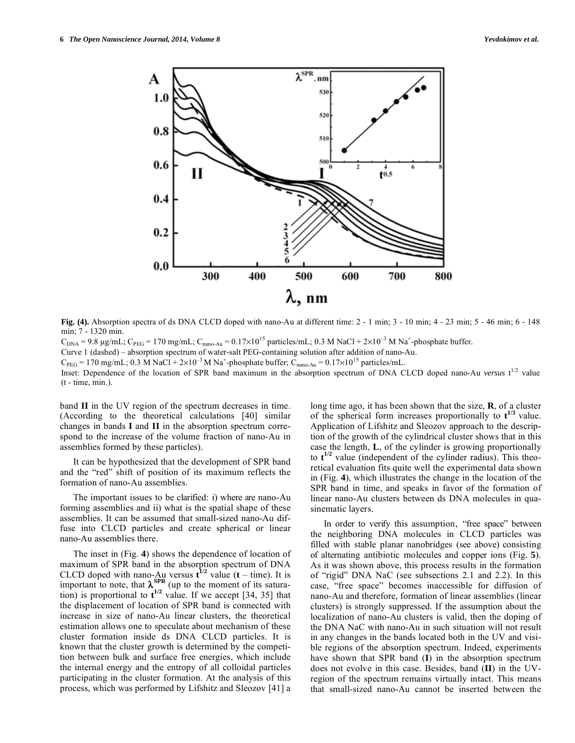**Fig. (4).** Absorption spectra of ds DNA CLCD doped with nano-Au at different time: 2 - 1 min; 3 - 10 min; 4 - 23 min; 5 - 46 min; 6 - 148 min; 7 - 1320 min.

$C_{DNA}$ = 9.8 μg/mL; $C_{PEG}$ = 170 mg/mL; $C_{nano\text{-}Au}$ = $0.17\times10^{15}$ particles/mL; 0.3 M NaCl + $2\times10^{-3}$ M $Na^+$-phosphate buffer.

Curve 1 (dashed) – absorption spectrum of water-salt PEG-containing solution after addition of nano-Au.

$C_{PEG}$ = 170 mg/mL; 0.3 M NaCl + $2\times10^{-3}$ M $Na^+$-phosphate buffer; $C_{nano\text{-}Au}$ = $0.17\times10^{15}$ particles/mL.

Inset: Dependence of the location of SPR band maximum in the absorption spectrum of DNA CLCD doped nano-Au *versus* $t^{1/2}$ value (t - time, min.).

band **II** in the UV region of the spectrum decreases in time. (According to the theoretical calculations [40] similar changes in bands **I** and **II** in the absorption spectrum correspond to the increase of the volume fraction of nano-Au in assemblies formed by these particles).

It can be hypothesized that the development of SPR band and the "red" shift of position of its maximum reflects the formation of nano-Au assemblies.

The important issues to be clarified: i) where are nano-Au forming assemblies and ii) what is the spatial shape of these assemblies. It can be assumed that small-sized nano-Au diffuse into CLCD particles and create spherical or linear nano-Au assemblies there.

The inset in (Fig. **4**) shows the dependence of location of maximum of SPR band in the absorption spectrum of DNA CLCD doped with nano-Au versus $\mathbf{t^{1/2}}$ value (**t** – time). It is important to note, that $\boldsymbol{\lambda^{SPR}}$ (up to the moment of its saturation) is proportional to $\mathbf{t^{1/2}}$ value. If we accept [34, 35] that the displacement of location of SPR band is connected with increase in size of nano-Au linear clusters, the theoretical estimation allows one to speculate about mechanism of these cluster formation inside ds DNA CLCD particles. It is known that the cluster growth is determined by the competition between bulk and surface free energies, which include the internal energy and the entropy of all colloidal particles participating in the cluster formation. At the analysis of this process, which was performed by Lifshitz and Sleozov [41] a long time ago, it has been shown that the size, **R**, of a cluster of the spherical form increases proportionally to $\mathbf{t^{1/3}}$ value. Application of Lifshitz and Sleozov approach to the description of the growth of the cylindrical cluster shows that in this case the length, **L**, of the cylinder is growing proportionally to $\mathbf{t^{1/2}}$ value (independent of the cylinder radius). This theoretical evaluation fits quite well the experimental data shown in (Fig. **4**), which illustrates the change in the location of the SPR band in time, and speaks in favor of the formation of linear nano-Au clusters between ds DNA molecules in quasinematic layers.

In order to verify this assumption, "free space" between the neighboring DNA molecules in CLCD particles was filled with stable planar nanobridges (see above) consisting of alternating antibiotic molecules and copper ions (Fig. **5**). As it was shown above, this process results in the formation of "rigid" DNA NaC (see subsections 2.1 and 2.2). In this case, "free space" becomes inaccessible for diffusion of nano-Au and therefore, formation of linear assemblies (linear clusters) is strongly suppressed. If the assumption about the localization of nano-Au clusters is valid, then the doping of the DNA NaC with nano-Au in such situation will not result in any changes in the bands located both in the UV and visible regions of the absorption spectrum. Indeed, experiments have shown that SPR band (**I**) in the absorption spectrum does not evolve in this case. Besides, band (**II**) in the UV-region of the spectrum remains virtually intact. This means that small-sized nano-Au cannot be inserted between the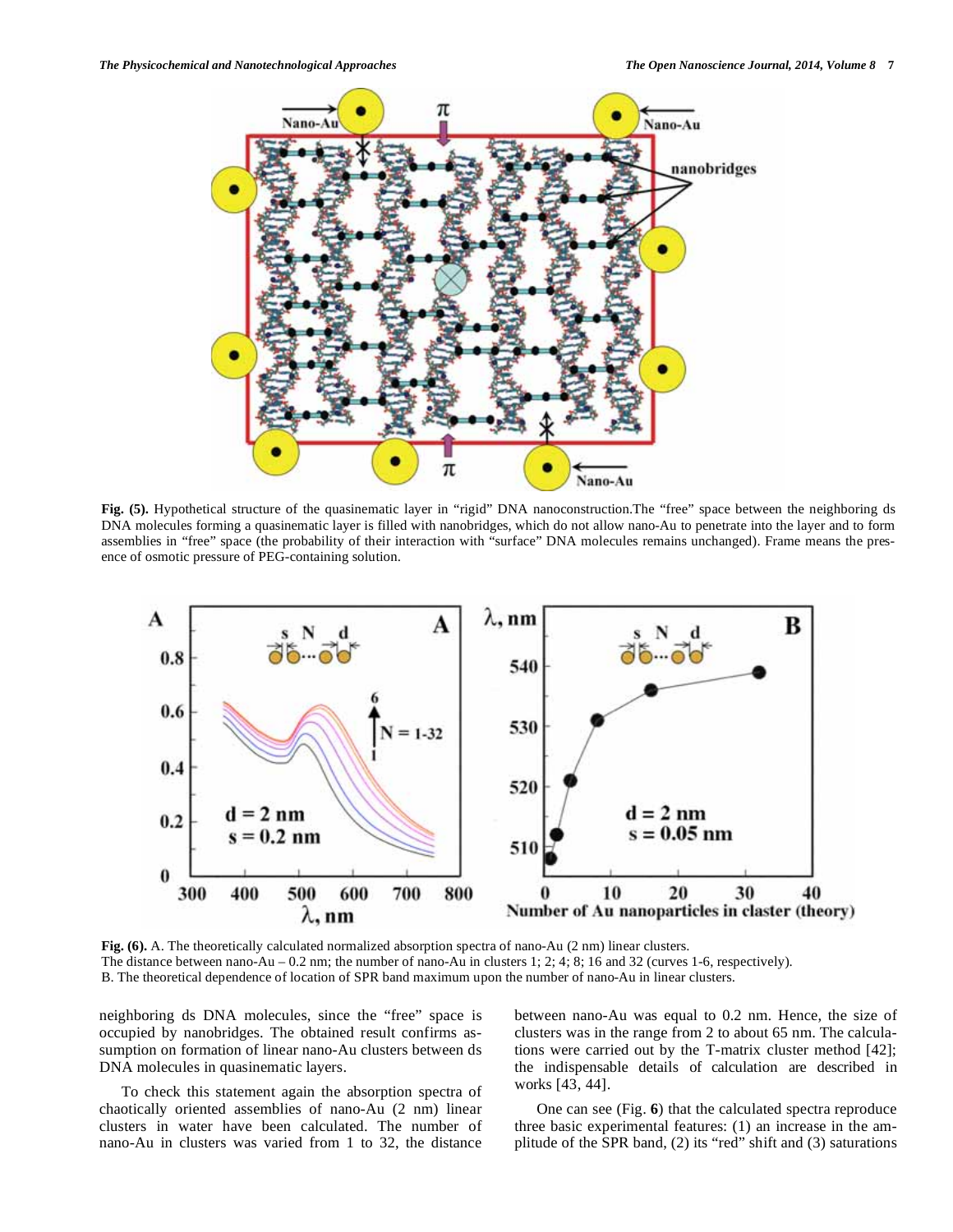Fig. (5). Hypothetical structure of the quasinematic layer in "rigid" DNA nanoconstruction.The "free" space between the neighboring ds DNA molecules forming a quasinematic layer is filled with nanobridges, which do not allow nano-Au to penetrate into the layer and to form assemblies in "free" space (the probability of their interaction with "surface" DNA molecules remains unchanged). Frame means the presence of osmotic pressure of PEG-containing solution.

Fig. (6). A. The theoretically calculated normalized absorption spectra of nano-Au (2 nm) linear clusters.
The distance between nano-Au – 0.2 nm; the number of nano-Au in clusters 1; 2; 4; 8; 16 and 32 (curves 1-6, respectively).
B. The theoretical dependence of location of SPR band maximum upon the number of nano-Au in linear clusters.

neighboring ds DNA molecules, since the "free" space is occupied by nanobridges. The obtained result confirms assumption on formation of linear nano-Au clusters between ds DNA molecules in quasinematic layers.

To check this statement again the absorption spectra of chaotically oriented assemblies of nano-Au (2 nm) linear clusters in water have been calculated. The number of nano-Au in clusters was varied from 1 to 32, the distance between nano-Au was equal to 0.2 nm. Hence, the size of clusters was in the range from 2 to about 65 nm. The calculations were carried out by the T-matrix cluster method [42]; the indispensable details of calculation are described in works [43, 44].

One can see (Fig. **6**) that the calculated spectra reproduce three basic experimental features: (1) an increase in the amplitude of the SPR band, (2) its "red" shift and (3) saturations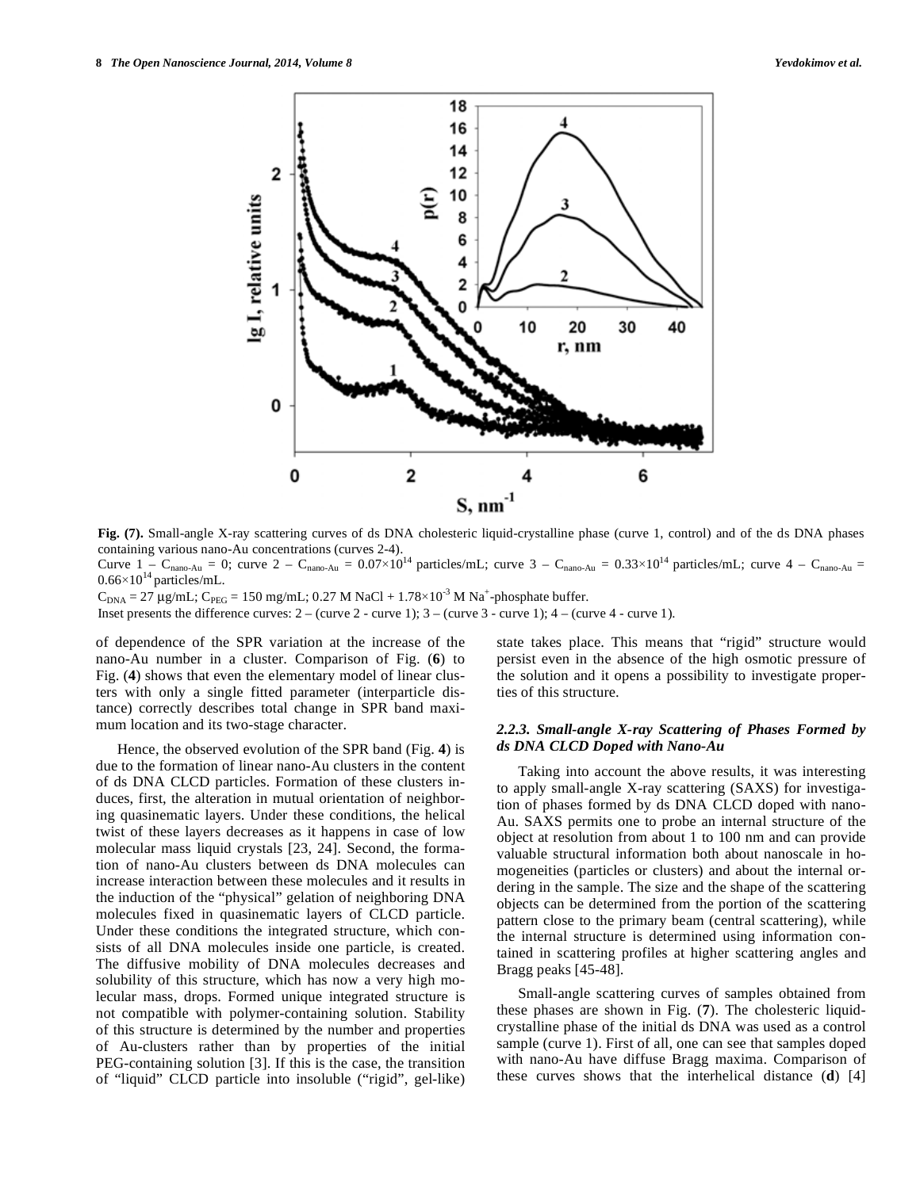**Fig. (7).** Small-angle X-ray scattering curves of ds DNA cholesteric liquid-crystalline phase (curve 1, control) and of the ds DNA phases containing various nano-Au concentrations (curves 2-4).

Curve 1 – $C_{nano\text{-}Au} = 0$; curve 2 – $C_{nano\text{-}Au} = 0.07\times10^{14}$ particles/mL; curve 3 – $C_{nano\text{-}Au} = 0.33\times10^{14}$ particles/mL; curve 4 – $C_{nano\text{-}Au} = 0.66\times10^{14}$ particles/mL.

$C_{DNA} = 27$ μg/mL; $C_{PEG} = 150$ mg/mL; 0.27 M NaCl + $1.78\times10^{-3}$ M $Na^+$-phosphate buffer.

Inset presents the difference curves: 2 – (curve 2 - curve 1); 3 – (curve 3 - curve 1); 4 – (curve 4 - curve 1).

of dependence of the SPR variation at the increase of the nano-Au number in a cluster. Comparison of Fig. (**6**) to Fig. (**4**) shows that even the elementary model of linear clusters with only a single fitted parameter (interparticle distance) correctly describes total change in SPR band maximum location and its two-stage character.

Hence, the observed evolution of the SPR band (Fig. **4**) is due to the formation of linear nano-Au clusters in the content of ds DNA CLCD particles. Formation of these clusters induces, first, the alteration in mutual orientation of neighboring quasinematic layers. Under these conditions, the helical twist of these layers decreases as it happens in case of low molecular mass liquid crystals [23, 24]. Second, the formation of nano-Au clusters between ds DNA molecules can increase interaction between these molecules and it results in the induction of the "physical" gelation of neighboring DNA molecules fixed in quasinematic layers of CLCD particle. Under these conditions the integrated structure, which consists of all DNA molecules inside one particle, is created. The diffusive mobility of DNA molecules decreases and solubility of this structure, which has now a very high molecular mass, drops. Formed unique integrated structure is not compatible with polymer-containing solution. Stability of this structure is determined by the number and properties of Au-clusters rather than by properties of the initial PEG-containing solution [3]. If this is the case, the transition of "liquid" CLCD particle into insoluble ("rigid", gel-like) state takes place. This means that "rigid" structure would persist even in the absence of the high osmotic pressure of the solution and it opens a possibility to investigate properties of this structure.

### *2.2.3. Small-angle X-ray Scattering of Phases Formed by ds DNA CLCD Doped with Nano-Au*

Taking into account the above results, it was interesting to apply small-angle X-ray scattering (SAXS) for investigation of phases formed by ds DNA CLCD doped with nano-Au. SAXS permits one to probe an internal structure of the object at resolution from about 1 to 100 nm and can provide valuable structural information both about nanoscale in homogeneities (particles or clusters) and about the internal ordering in the sample. The size and the shape of the scattering objects can be determined from the portion of the scattering pattern close to the primary beam (central scattering), while the internal structure is determined using information contained in scattering profiles at higher scattering angles and Bragg peaks [45-48].

Small-angle scattering curves of samples obtained from these phases are shown in Fig. (**7**). The cholesteric liquid-crystalline phase of the initial ds DNA was used as a control sample (curve 1). First of all, one can see that samples doped with nano-Au have diffuse Bragg maxima. Comparison of these curves shows that the interhelical distance (**d**) [4]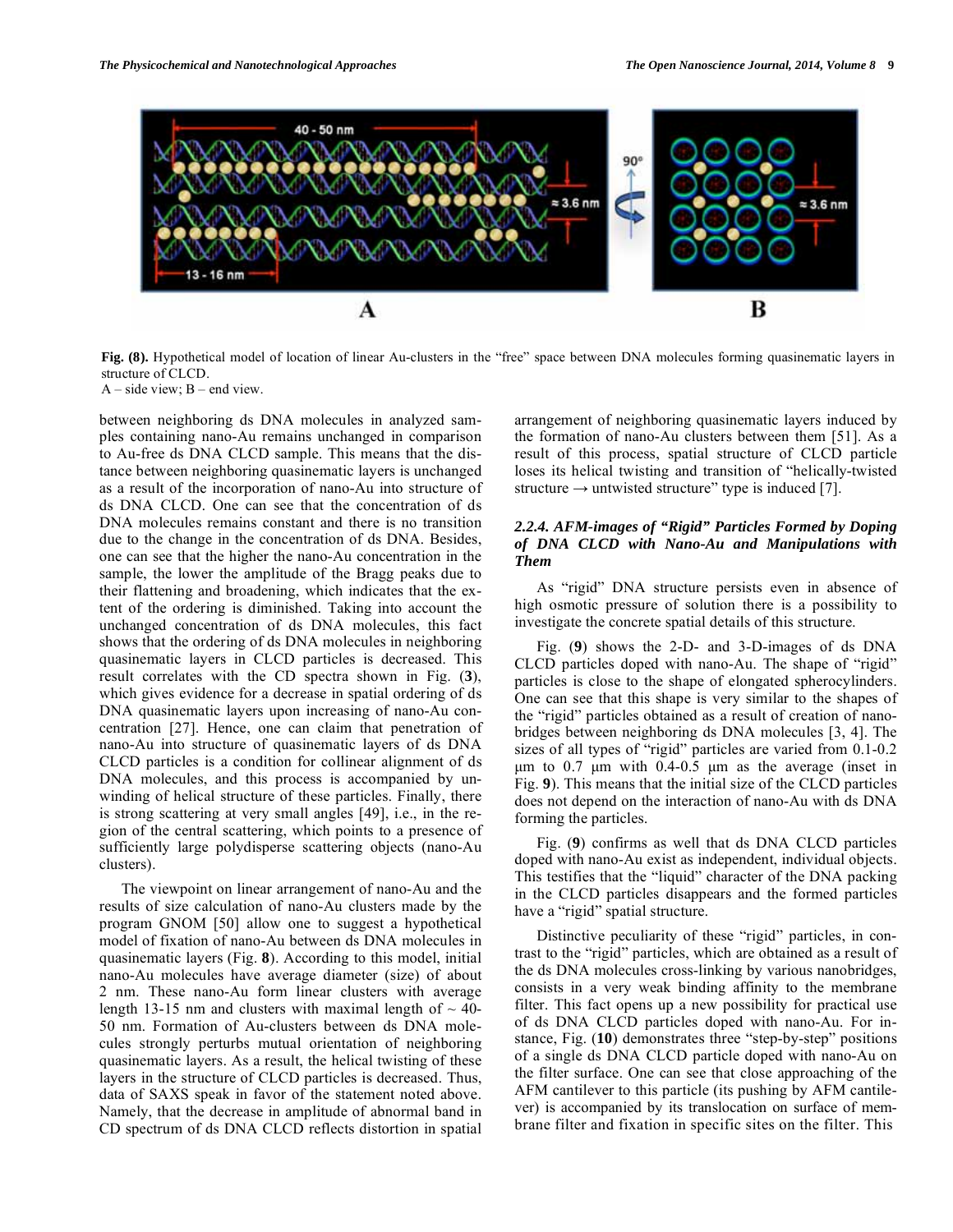Fig. (8). Hypothetical model of location of linear Au-clusters in the "free" space between DNA molecules forming quasinematic layers in structure of CLCD.
A – side view; B – end view.

between neighboring ds DNA molecules in analyzed samples containing nano-Au remains unchanged in comparison to Au-free ds DNA CLCD sample. This means that the distance between neighboring quasinematic layers is unchanged as a result of the incorporation of nano-Au into structure of ds DNA CLCD. One can see that the concentration of ds DNA molecules remains constant and there is no transition due to the change in the concentration of ds DNA. Besides, one can see that the higher the nano-Au concentration in the sample, the lower the amplitude of the Bragg peaks due to their flattening and broadening, which indicates that the extent of the ordering is diminished. Taking into account the unchanged concentration of ds DNA molecules, this fact shows that the ordering of ds DNA molecules in neighboring quasinematic layers in CLCD particles is decreased. This result correlates with the CD spectra shown in Fig. (**3**), which gives evidence for a decrease in spatial ordering of ds DNA quasinematic layers upon increasing of nano-Au concentration [27]. Hence, one can claim that penetration of nano-Au into structure of quasinematic layers of ds DNA CLCD particles is a condition for collinear alignment of ds DNA molecules, and this process is accompanied by unwinding of helical structure of these particles. Finally, there is strong scattering at very small angles [49], i.e., in the region of the central scattering, which points to a presence of sufficiently large polydisperse scattering objects (nano-Au clusters).

The viewpoint on linear arrangement of nano-Au and the results of size calculation of nano-Au clusters made by the program GNOM [50] allow one to suggest a hypothetical model of fixation of nano-Au between ds DNA molecules in quasinematic layers (Fig. **8**). According to this model, initial nano-Au molecules have average diameter (size) of about 2 nm. These nano-Au form linear clusters with average length 13-15 nm and clusters with maximal length of ~ 40-50 nm. Formation of Au-clusters between ds DNA molecules strongly perturbs mutual orientation of neighboring quasinematic layers. As a result, the helical twisting of these layers in the structure of CLCD particles is decreased. Thus, data of SAXS speak in favor of the statement noted above. Namely, that the decrease in amplitude of abnormal band in CD spectrum of ds DNA CLCD reflects distortion in spatial arrangement of neighboring quasinematic layers induced by the formation of nano-Au clusters between them [51]. As a result of this process, spatial structure of CLCD particle loses its helical twisting and transition of "helically-twisted structure → untwisted structure" type is induced [7].

### *2.2.4. AFM-images of "Rigid" Particles Formed by Doping of DNA CLCD with Nano-Au and Manipulations with Them*

As "rigid" DNA structure persists even in absence of high osmotic pressure of solution there is a possibility to investigate the concrete spatial details of this structure.

Fig. (**9**) shows the 2-D- and 3-D-images of ds DNA CLCD particles doped with nano-Au. The shape of "rigid" particles is close to the shape of elongated spherocylinders. One can see that this shape is very similar to the shapes of the "rigid" particles obtained as a result of creation of nanobridges between neighboring ds DNA molecules [3, 4]. The sizes of all types of "rigid" particles are varied from 0.1-0.2 μm to 0.7 μm with 0.4-0.5 μm as the average (inset in Fig. **9**). This means that the initial size of the CLCD particles does not depend on the interaction of nano-Au with ds DNA forming the particles.

Fig. (**9**) confirms as well that ds DNA CLCD particles doped with nano-Au exist as independent, individual objects. This testifies that the "liquid" character of the DNA packing in the CLCD particles disappears and the formed particles have a "rigid" spatial structure.

Distinctive peculiarity of these "rigid" particles, in contrast to the "rigid" particles, which are obtained as a result of the ds DNA molecules cross-linking by various nanobridges, consists in a very weak binding affinity to the membrane filter. This fact opens up a new possibility for practical use of ds DNA CLCD particles doped with nano-Au. For instance, Fig. (**10**) demonstrates three "step-by-step" positions of a single ds DNA CLCD particle doped with nano-Au on the filter surface. One can see that close approaching of the AFM cantilever to this particle (its pushing by AFM cantilever) is accompanied by its translocation on surface of membrane filter and fixation in specific sites on the filter. This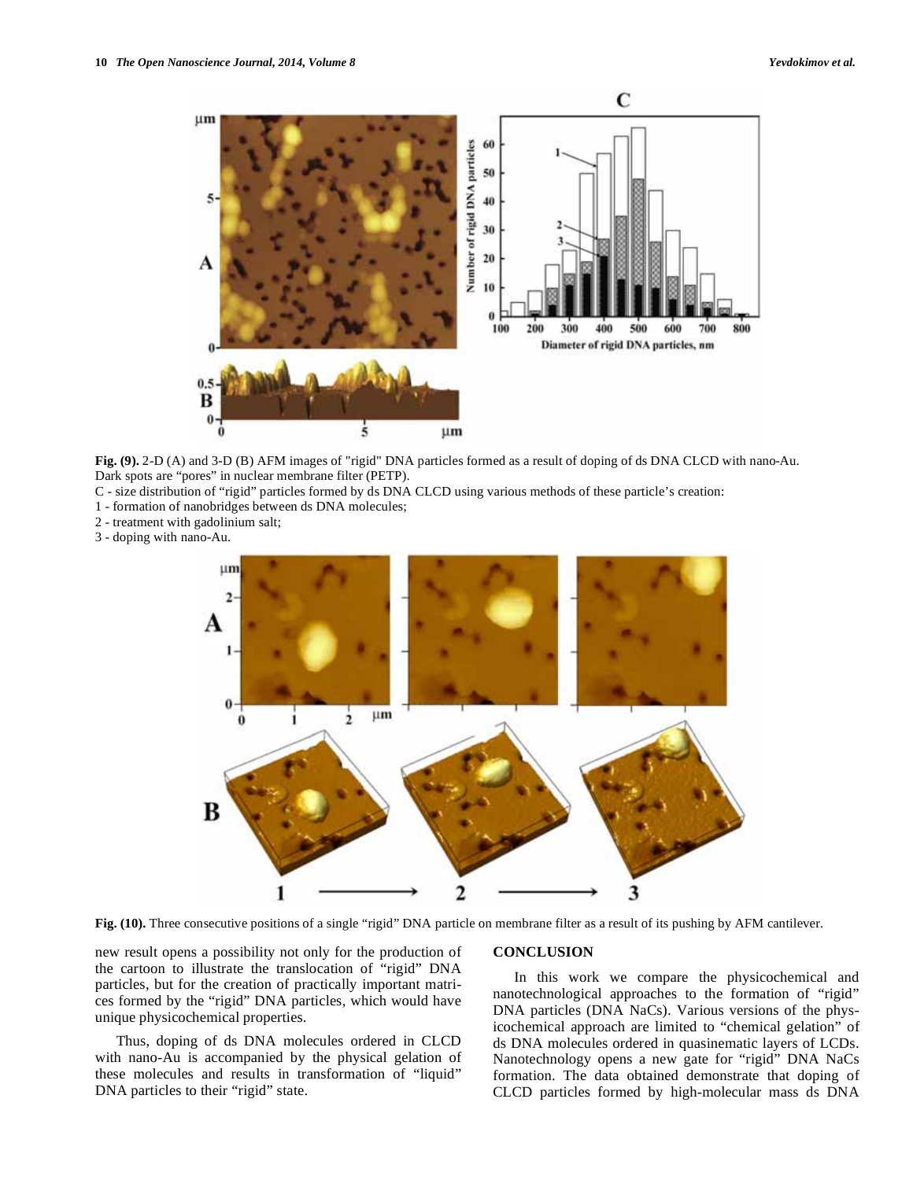**Fig. (9).** 2-D (A) and 3-D (B) AFM images of "rigid" DNA particles formed as a result of doping of ds DNA CLCD with nano-Au. Dark spots are "pores" in nuclear membrane filter (PETP).

C - size distribution of "rigid" particles formed by ds DNA CLCD using various methods of these particle's creation:

1 - formation of nanobridges between ds DNA molecules;

2 - treatment with gadolinium salt;

3 - doping with nano-Au.

**Fig. (10).** Three consecutive positions of a single "rigid" DNA particle on membrane filter as a result of its pushing by AFM cantilever.

new result opens a possibility not only for the production of the cartoon to illustrate the translocation of "rigid" DNA particles, but for the creation of practically important matrices formed by the "rigid" DNA particles, which would have unique physicochemical properties.

Thus, doping of ds DNA molecules ordered in CLCD with nano-Au is accompanied by the physical gelation of these molecules and results in transformation of "liquid" DNA particles to their "rigid" state.

## CONCLUSION

In this work we compare the physicochemical and nanotechnological approaches to the formation of "rigid" DNA particles (DNA NaCs). Various versions of the physicochemical approach are limited to "chemical gelation" of ds DNA molecules ordered in quasinematic layers of LCDs. Nanotechnology opens a new gate for "rigid" DNA NaCs formation. The data obtained demonstrate that doping of CLCD particles formed by high-molecular mass ds DNA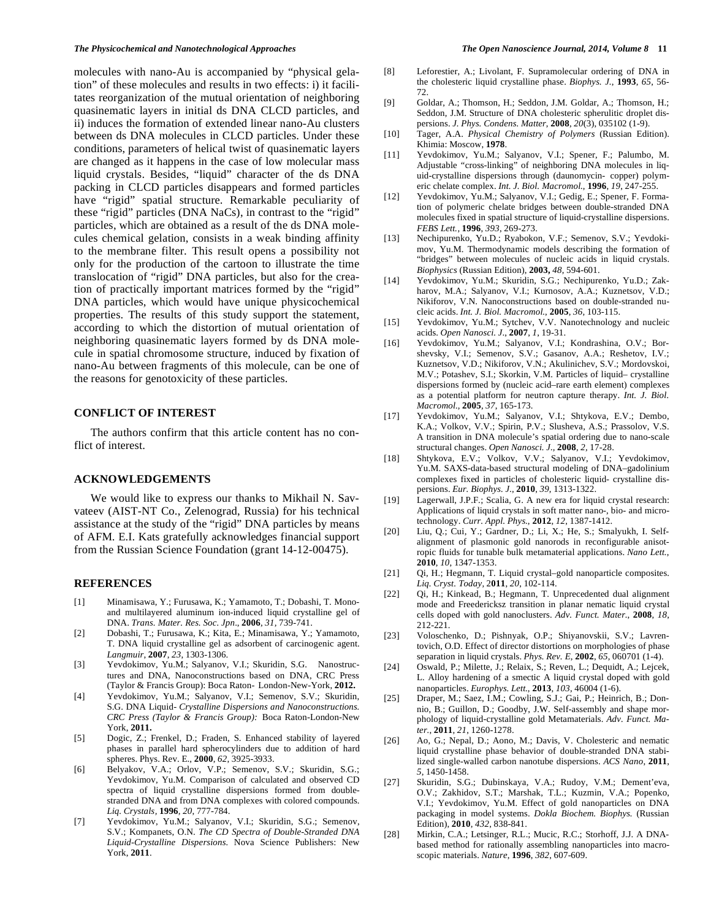molecules with nano-Au is accompanied by "physical gelation" of these molecules and results in two effects: i) it facilitates reorganization of the mutual orientation of neighboring quasinematic layers in initial ds DNA CLCD particles, and ii) induces the formation of extended linear nano-Au clusters between ds DNA molecules in CLCD particles. Under these conditions, parameters of helical twist of quasinematic layers are changed as it happens in the case of low molecular mass liquid crystals. Besides, "liquid" character of the ds DNA packing in CLCD particles disappears and formed particles have "rigid" spatial structure. Remarkable peculiarity of these "rigid" particles (DNA NaCs), in contrast to the "rigid" particles, which are obtained as a result of the ds DNA molecules chemical gelation, consists in a weak binding affinity to the membrane filter. This result opens a possibility not only for the production of the cartoon to illustrate the time translocation of "rigid" DNA particles, but also for the creation of practically important matrices formed by the "rigid" DNA particles, which would have unique physicochemical properties. The results of this study support the statement, according to which the distortion of mutual orientation of neighboring quasinematic layers formed by ds DNA molecule in spatial chromosome structure, induced by fixation of nano-Au between fragments of this molecule, can be one of the reasons for genotoxicity of these particles.

## CONFLICT OF INTEREST

The authors confirm that this article content has no conflict of interest.

## ACKNOWLEDGEMENTS

We would like to express our thanks to Mikhail N. Savvateev (AIST-NT Co., Zelenograd, Russia) for his technical assistance at the study of the "rigid" DNA particles by means of AFM. E.I. Kats gratefully acknowledges financial support from the Russian Science Foundation (grant 14-12-00475).

## REFERENCES

[1] Minamisawa, Y.; Furusawa, K.; Yamamoto, T.; Dobashi, T. Mono- and multilayered aluminum ion-induced liquid crystalline gel of DNA. *Trans. Mater. Res. Soc. Jpn*., **2006**, *31*, 739-741.

[2] Dobashi, T.; Furusawa, K.; Kita, E.; Minamisawa, Y.; Yamamoto, T. DNA liquid crystalline gel as adsorbent of carcinogenic agent. *Langmuir*, **2007**, *23*, 1303-1306.

[3] Yevdokimov, Yu.M.; Salyanov, V.I.; Skuridin, S.G. Nanostructures and DNA, Nanoconstructions based on DNA, CRC Press (Taylor & Francis Group): Boca Raton- London-New-York, **2012.**

[4] Yevdokimov, Yu.M.; Salyanov, V.I.; Semenov, S.V.; Skuridin, S.G. DNA Liquid- *Crystalline Dispersions and Nanoconstructions. CRC Press (Taylor & Francis Group):* Boca Raton-London-New York, **2011.**

[5] Dogic, Z.; Frenkel, D.; Fraden, S. Enhanced stability of layered phases in parallel hard spherocylinders due to addition of hard spheres. Phys. Rev. E., **2000**, *62*, 3925-3933.

[6] Belyakov, V.A.; Orlov, V.P.; Semenov, S.V.; Skuridin, S.G.; Yevdokimov, Yu.M. Comparison of calculated and observed CD spectra of liquid crystalline dispersions formed from double-stranded DNA and from DNA complexes with colored compounds. *Liq. Crystals*, **1996**, *20*, 777-784.

[7] Yevdokimov, Yu.M.; Salyanov, V.I.; Skuridin, S.G.; Semenov, S.V.; Kompanets, O.N. *The CD Spectra of Double-Stranded DNA Liquid-Crystalline Dispersions.* Nova Science Publishers: New York, **2011**.

[8] Leforestier, A.; Livolant, F. Supramolecular ordering of DNA in the cholesteric liquid crystalline phase. *Biophys. J.*, **1993**, *65*, 56-72.

[9] Goldar, A.; Thomson, H.; Seddon, J.M. Goldar, A.; Thomson, H.; Seddon, J.M. Structure of DNA cholesteric spherulitic droplet dispersions. *J. Phys. Condens. Matter*, **2008**, *20*(3), 035102 (1-9).

[10] Tager, A.A. *Physical Chemistry of Polymers* (Russian Edition). Khimia: Moscow, **1978**.

[11] Yevdokimov, Yu.M.; Salyanov, V.I.; Spener, F.; Palumbo, M. Adjustable "cross-linking" of neighboring DNA molecules in liquid-crystalline dispersions through (daunomycin- copper) polymeric chelate complex. *Int. J. Biol. Macromol.*, **1996**, *19*, 247-255.

[12] Yevdokimov, Yu.M.; Salyanov, V.I.; Gedig, E.; Spener, F. Formation of polymeric chelate bridges between double-stranded DNA molecules fixed in spatial structure of liquid-crystalline dispersions. *FEBS Lett.*, **1996**, *393*, 269-273.

[13] Nechipurenko, Yu.D.; Ryabokon, V.F.; Semenov, S.V.; Yevdokimov, Yu.M. Thermodynamic models describing the formation of "bridges" between molecules of nucleic acids in liquid crystals. *Biophysics* (Russian Edition), **2003,** *48*, 594-601.

[14] Yevdokimov, Yu.M.; Skuridin, S.G.; Nechipurenko, Yu.D.; Zakharov, M.A.; Salyanov, V.I.; Kurnosov, A.A.; Kuznetsov, V.D.; Nikiforov, V.N. Nanoconstructions based on double-stranded nucleic acids. *Int. J. Biol. Macromol.*, **2005**, *36*, 103-115.

[15] Yevdokimov, Yu.M.; Sytchev, V.V. Nanotechnology and nucleic acids. *Open Nanosci. J*., **2007**, *1*, 19-31.

[16] Yevdokimov, Yu.M.; Salyanov, V.I.; Kondrashina, O.V.; Borshevsky, V.I.; Semenov, S.V.; Gasanov, A.A.; Reshetov, I.V.; Kuznetsov, V.D.; Nikiforov, V.N.; Akulinichev, S.V.; Mordovskoi, M.V.; Potashev, S.I.; Skorkin, V.M. Particles of liquid– crystalline dispersions formed by (nucleic acid–rare earth element) complexes as a potential platform for neutron capture therapy. *Int. J. Biol. Macromol.*, **2005**, *37*, 165-173.

[17] Yevdokimov, Yu.M.; Salyanov, V.I.; Shtykova, E.V.; Dembo, K.A.; Volkov, V.V.; Spirin, P.V.; Slusheva, A.S.; Prassolov, V.S. A transition in DNA molecule's spatial ordering due to nano-scale structural changes. *Open Nanosci. J.*, **2008**, *2*, 17-28.

[18] Shtykova, E.V.; Volkov, V.V.; Salyanov, V.I.; Yevdokimov, Yu.M. SAXS-data-based structural modeling of DNA–gadolinium complexes fixed in particles of cholesteric liquid- crystalline dispersions. *Eur. Biophys. J*., **2010**, *39*, 1313-1322.

[19] Lagerwall, J.P.F.; Scalia, G. A new era for liquid crystal research: Applications of liquid crystals in soft matter nano-, bio- and microtechnology. *Curr. Appl. Phys.*, **2012**, *12*, 1387-1412.

[20] Liu, Q.; Cui, Y.; Gardner, D.; Li, X.; He, S.; Smalyukh, I. Self-alignment of plasmonic gold nanorods in reconfigurable anisotropic fluids for tunable bulk metamaterial applications. *Nano Lett.*, **2010**, *10*, 1347-1353.

[21] Qi, H.; Hegmann, T. Liquid crystal–gold nanoparticle composites. *Liq. Cryst. Today*, 2**011**, *20*, 102-114.

[22] Qi, H.; Kinkead, B.; Hegmann, T. Unprecedented dual alignment mode and Freedericksz transition in planar nematic liquid crystal cells doped with gold nanoclusters. *Adv. Funct. Mater.*, **2008**, *18*, 212-221.

[23] Voloschenko, D.; Pishnyak, O.P.; Shiyanovskii, S.V.; Lavrentovich, O.D. Effect of director distortions on morphologies of phase separation in liquid crystals. *Phys. Rev. E*, **2002**, *65*, 060701 (1-4).

[24] Oswald, P.; Milette, J.; Relaix, S.; Reven, L.; Dequidt, A.; Lejcek, L. Alloy hardening of a smectic A liquid crystal doped with gold nanoparticles. *Europhys. Lett.*, **2013**, *103*, 46004 (1-6).

[25] Draper, M.; Saez, I.M.; Cowling, S.J.; Gai, P.; Heinrich, B.; Donnio, B.; Guillon, D.; Goodby, J.W. Self-assembly and shape morphology of liquid-crystalline gold Metamaterials. *Adv. Funct. Mater.*, **2011**, *21*, 1260-1278.

[26] Ao, G.; Nepal, D.; Aono, M.; Davis, V. Cholesteric and nematic liquid crystalline phase behavior of double-stranded DNA stabilized single-walled carbon nanotube dispersions. *ACS Nano*, **2011**, *5*, 1450-1458.

[27] Skuridin, S.G.; Dubinskaya, V.A.; Rudoy, V.M.; Dement'eva, O.V.; Zakhidov, S.T.; Marshak, T.L.; Kuzmin, V.A.; Popenko, V.I.; Yevdokimov, Yu.M. Effect of gold nanoparticles on DNA packaging in model systems. *Dokla Biochem. Biophys.* (Russian Edition), **2010**, *432*, 838-841.

[28] Mirkin, C.A.; Letsinger, R.L.; Mucic, R.C.; Storhoff, J.J. A DNA-based method for rationally assembling nanoparticles into macroscopic materials. *Nature*, **1996**, *382*, 607-609.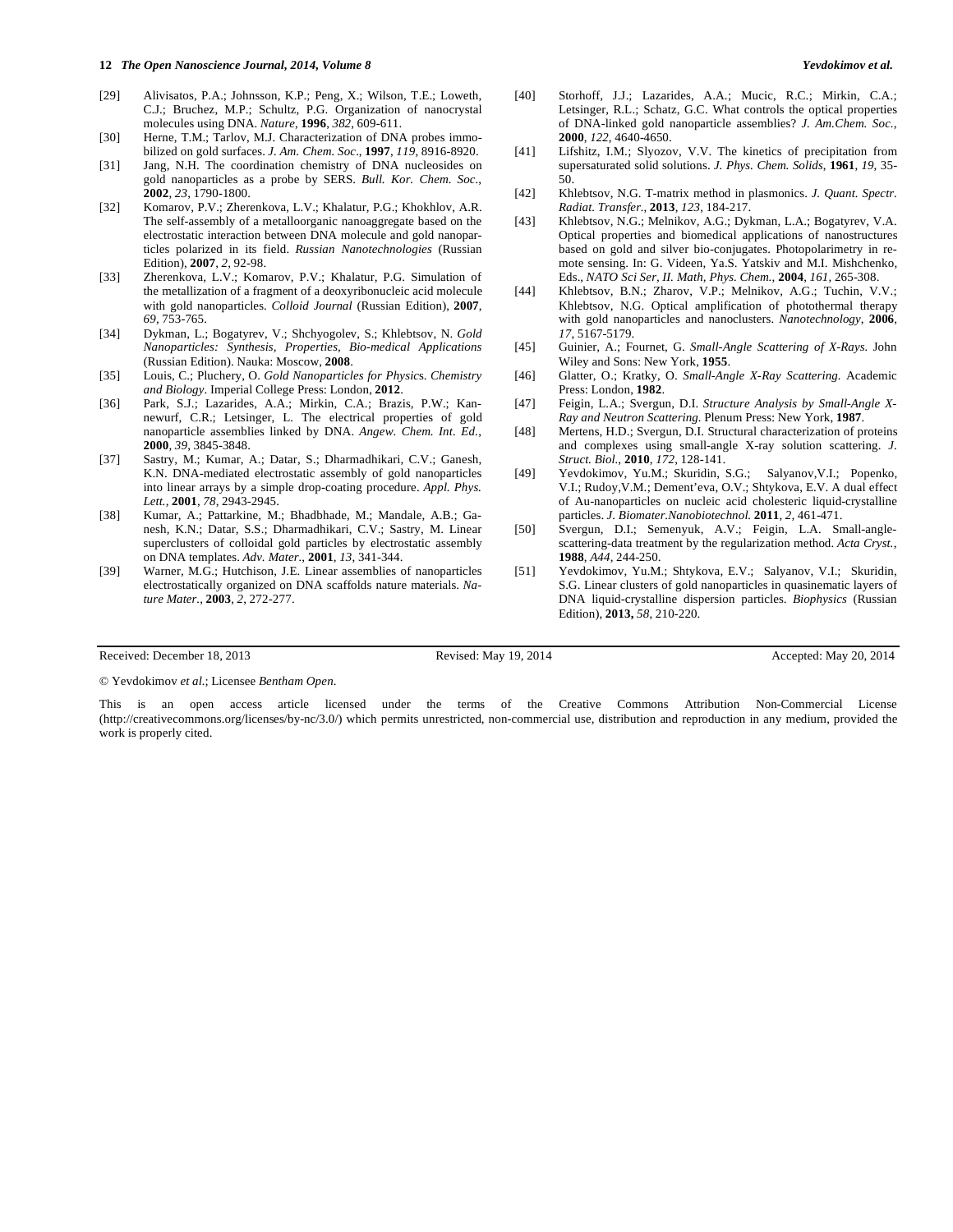[29] Alivisatos, P.A.; Johnsson, K.P.; Peng, X.; Wilson, T.E.; Loweth, C.J.; Bruchez, M.P.; Schultz, P.G. Organization of nanocrystal molecules using DNA. *Nature*, **1996**, *382*, 609-611.

[30] Herne, T.M.; Tarlov, M.J. Characterization of DNA probes immobilized on gold surfaces. *J. Am. Chem. Soc*., **1997**, *119*, 8916-8920.

[31] Jang, N.H. The coordination chemistry of DNA nucleosides on gold nanoparticles as a probe by SERS. *Bull. Kor. Chem. Soc*., **2002**, *23*, 1790-1800.

[32] Komarov, P.V.; Zherenkova, L.V.; Khalatur, P.G.; Khokhlov, A.R. The self-assembly of a metalloorganic nanoaggregate based on the electrostatic interaction between DNA molecule and gold nanoparticles polarized in its field. *Russian Nanotechnologies* (Russian Edition), **2007**, *2*, 92-98.

[33] Zherenkova, L.V.; Komarov, P.V.; Khalatur, P.G. Simulation of the metallization of a fragment of a deoxyribonucleic acid molecule with gold nanoparticles. *Colloid Journal* (Russian Edition), **2007**, *69*, 753-765.

[34] Dykman, L.; Bogatyrev, V.; Shchyogolev, S.; Khlebtsov, N. *Gold Nanoparticles: Synthesis, Properties, Bio-medical Applications* (Russian Edition). Nauka: Moscow, **2008**.

[35] Louis, C.; Pluchery, O. *Gold Nanoparticles for Physics. Chemistry and Biology*. Imperial College Press: London, **2012**.

[36] Park, S.J.; Lazarides, A.A.; Mirkin, C.A.; Brazis, P.W.; Kannewurf, C.R.; Letsinger, L. The electrical properties of gold nanoparticle assemblies linked by DNA. *Angew. Chem. Int. Ed.*, **2000**, *39*, 3845-3848.

[37] Sastry, M.; Kumar, A.; Datar, S.; Dharmadhikari, C.V.; Ganesh, K.N. DNA-mediated electrostatic assembly of gold nanoparticles into linear arrays by a simple drop-coating procedure. *Appl. Phys. Lett.*, **2001**, *78*, 2943-2945.

[38] Kumar, A.; Pattarkine, M.; Bhadbhade, M.; Mandale, A.B.; Ganesh, K.N.; Datar, S.S.; Dharmadhikari, C.V.; Sastry, M. Linear superclusters of colloidal gold particles by electrostatic assembly on DNA templates. *Adv. Mater*., **2001**, *13*, 341-344.

[39] Warner, M.G.; Hutchison, J.E. Linear assemblies of nanoparticles electrostatically organized on DNA scaffolds nature materials. *Nature Mater.*, **2003**, *2*, 272-277.

[40] Storhoff, J.J.; Lazarides, A.A.; Mucic, R.C.; Mirkin, C.A.; Letsinger, R.L.; Schatz, G.C. What controls the optical properties of DNA-linked gold nanoparticle assemblies? *J. Am.Chem. Soc.*, **2000**, *122*, 4640-4650.

[41] Lifshitz, I.M.; Slyozov, V.V. The kinetics of precipitation from supersaturated solid solutions. *J. Phys. Chem. Solids*, **1961**, *19*, 35-50.

[42] Khlebtsov, N.G. T-matrix method in plasmonics. *J. Quant. Spectr. Radiat. Transfer.*, **2013**, *123*, 184-217.

[43] Khlebtsov, N.G.; Melnikov, A.G.; Dykman, L.A.; Bogatyrev, V.A. Optical properties and biomedical applications of nanostructures based on gold and silver bio-conjugates. Photopolarimetry in remote sensing. In: G. Videen, Ya.S. Yatskiv and M.I. Mishchenko, Eds., *NATO Sci Ser, II. Math, Phys. Chem.*, **2004**, *161*, 265-308.

[44] Khlebtsov, B.N.; Zharov, V.P.; Melnikov, A.G.; Tuchin, V.V.; Khlebtsov, N.G. Optical amplification of photothermal therapy with gold nanoparticles and nanoclusters. *Nanotechnology*, **2006**, *17*, 5167-5179.

[45] Guinier, A.; Fournet, G. *Small-Angle Scattering of X-Rays.* John Wiley and Sons: New York, **1955**.

[46] Glatter, O.; Kratky, O. *Small-Angle X-Ray Scattering.* Academic Press: London, **1982**.

[47] Feigin, L.A.; Svergun, D.I. *Structure Analysis by Small-Angle X-Ray and Neutron Scattering.* Plenum Press: New York, **1987**.

[48] Mertens, H.D.; Svergun, D.I. Structural characterization of proteins and complexes using small-angle X-ray solution scattering. *J. Struct. Biol.*, **2010**, *172*, 128-141.

[49] Yevdokimov, Yu.M.; Skuridin, S.G.; Salyanov,V.I.; Popenko, V.I.; Rudoy,V.M.; Dement'eva, O.V.; Shtykova, E.V. A dual effect of Au-nanoparticles on nucleic acid cholesteric liquid-crystalline particles. *J. Biomater.Nanobiotechnol.* **2011**, *2*, 461-471.

[50] Svergun, D.I.; Semenyuk, A.V.; Feigin, L.A. Small-angle-scattering-data treatment by the regularization method. *Acta Cryst.*, **1988**, *A44*, 244-250.

[51] Yevdokimov, Yu.M.; Shtykova, E.V.; Salyanov, V.I.; Skuridin, S.G. Linear clusters of gold nanoparticles in quasinematic layers of DNA liquid-crystalline dispersion particles. *Biophysics* (Russian Edition), **2013,** *58*, 210-220.

---

Received: December 18, 2013 Revised: May 19, 2014 Accepted: May 20, 2014

© Yevdokimov *et al*.; Licensee *Bentham Open*.

This is an open access article licensed under the terms of the Creative Commons Attribution Non-Commercial License (http://creativecommons.org/licenses/by-nc/3.0/) which permits unrestricted, non-commercial use, distribution and reproduction in any medium, provided the work is properly cited.